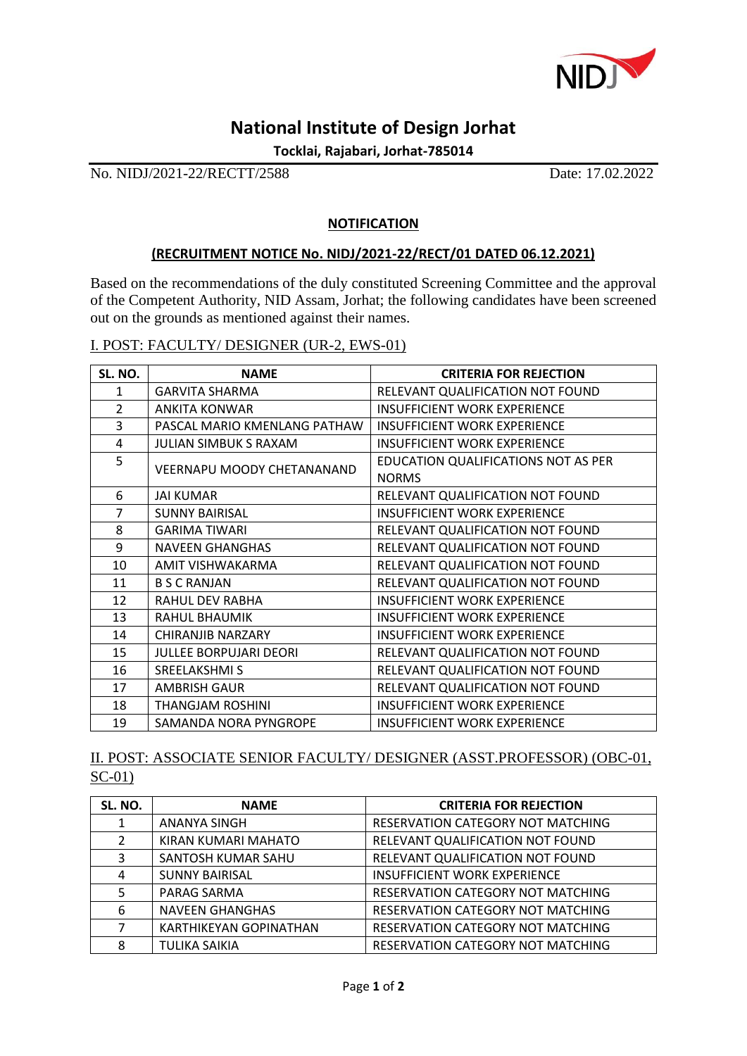# National Institute of Design Jorhat

**Tocklai, Rajabari, Jorhat-785014**

No. NIDJ/2021-22/RECTT/2588 Date: 17.02.2022

## NOTIFICATION

### (RECRUITMENT NOTICE No. NIDJ/2021-22/RECT/01 DATED 06.12.2021)

Based on the recommendations of the duly constituted Screening Committee and the approval of the Competent Authority, NID Assam, Jorhat; the following candidates have been screened out on the grounds as mentioned against their names.

I. POST: FACULTY/ DESIGNER (UR-2, EWS-01)

| SL. NO. | NAME | CRITERIA FOR REJECTION |
|---|---|---|
| 1 | GARVITA SHARMA | RELEVANT QUALIFICATION NOT FOUND |
| 2 | ANKITA KONWAR | INSUFFICIENT WORK EXPERIENCE |
| 3 | PASCAL MARIO KMENLANG PATHAW | INSUFFICIENT WORK EXPERIENCE |
| 4 | JULIAN SIMBUK S RAXAM | INSUFFICIENT WORK EXPERIENCE |
| 5 | VEERNAPU MOODY CHETANANAND | EDUCATION QUALIFICATIONS NOT AS PER NORMS |
| 6 | JAI KUMAR | RELEVANT QUALIFICATION NOT FOUND |
| 7 | SUNNY BAIRISAL | INSUFFICIENT WORK EXPERIENCE |
| 8 | GARIMA TIWARI | RELEVANT QUALIFICATION NOT FOUND |
| 9 | NAVEEN GHANGHAS | RELEVANT QUALIFICATION NOT FOUND |
| 10 | AMIT VISHWAKARMA | RELEVANT QUALIFICATION NOT FOUND |
| 11 | B S C RANJAN | RELEVANT QUALIFICATION NOT FOUND |
| 12 | RAHUL DEV RABHA | INSUFFICIENT WORK EXPERIENCE |
| 13 | RAHUL BHAUMIK | INSUFFICIENT WORK EXPERIENCE |
| 14 | CHIRANJIB NARZARY | INSUFFICIENT WORK EXPERIENCE |
| 15 | JULLEE BORPUJARI DEORI | RELEVANT QUALIFICATION NOT FOUND |
| 16 | SREELAKSHMI S | RELEVANT QUALIFICATION NOT FOUND |
| 17 | AMBRISH GAUR | RELEVANT QUALIFICATION NOT FOUND |
| 18 | THANGJAM ROSHINI | INSUFFICIENT WORK EXPERIENCE |
| 19 | SAMANDA NORA PYNGROPE | INSUFFICIENT WORK EXPERIENCE |

II. POST: ASSOCIATE SENIOR FACULTY/ DESIGNER (ASST.PROFESSOR) (OBC-01, SC-01)

| SL. NO. | NAME | CRITERIA FOR REJECTION |
|---|---|---|
| 1 | ANANYA SINGH | RESERVATION CATEGORY NOT MATCHING |
| 2 | KIRAN KUMARI MAHATO | RELEVANT QUALIFICATION NOT FOUND |
| 3 | SANTOSH KUMAR SAHU | RELEVANT QUALIFICATION NOT FOUND |
| 4 | SUNNY BAIRISAL | INSUFFICIENT WORK EXPERIENCE |
| 5 | PARAG SARMA | RESERVATION CATEGORY NOT MATCHING |
| 6 | NAVEEN GHANGHAS | RESERVATION CATEGORY NOT MATCHING |
| 7 | KARTHIKEYAN GOPINATHAN | RESERVATION CATEGORY NOT MATCHING |
| 8 | TULIKA SAIKIA | RESERVATION CATEGORY NOT MATCHING |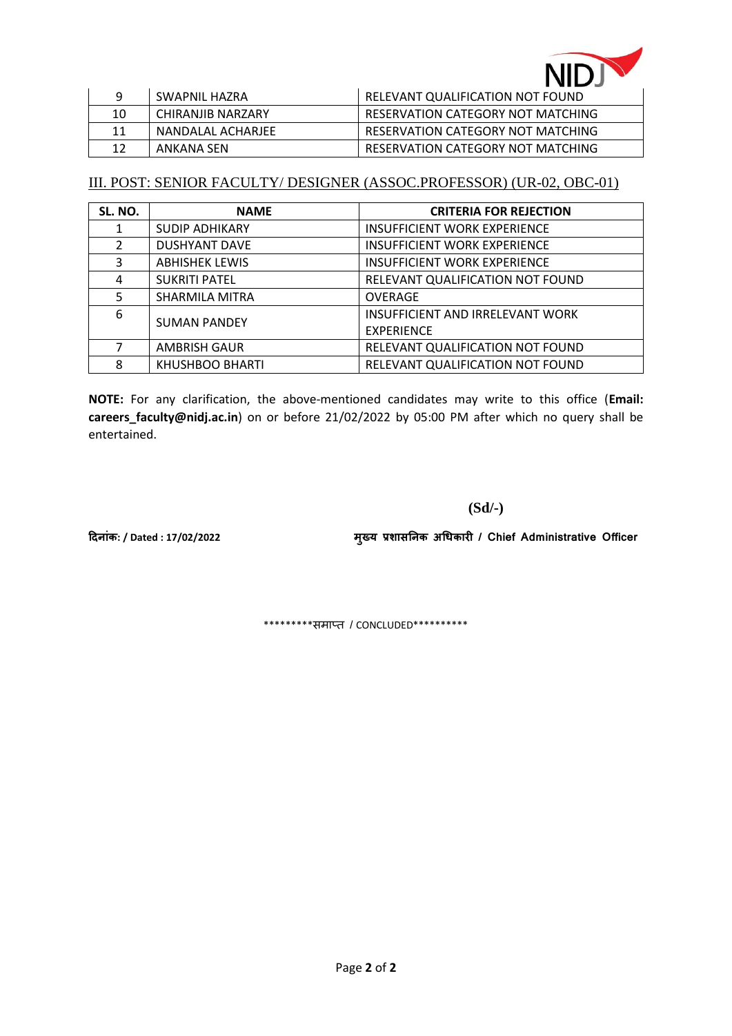| | | |
|---|---|---|
| 9 | SWAPNIL HAZRA | RELEVANT QUALIFICATION NOT FOUND |
| 10 | CHIRANJIB NARZARY | RESERVATION CATEGORY NOT MATCHING |
| 11 | NANDALAL ACHARJEE | RESERVATION CATEGORY NOT MATCHING |
| 12 | ANKANA SEN | RESERVATION CATEGORY NOT MATCHING |

## III. POST: SENIOR FACULTY/ DESIGNER (ASSOC.PROFESSOR) (UR-02, OBC-01)

| SL. NO. | NAME | CRITERIA FOR REJECTION |
|---|---|---|
| 1 | SUDIP ADHIKARY | INSUFFICIENT WORK EXPERIENCE |
| 2 | DUSHYANT DAVE | INSUFFICIENT WORK EXPERIENCE |
| 3 | ABHISHEK LEWIS | INSUFFICIENT WORK EXPERIENCE |
| 4 | SUKRITI PATEL | RELEVANT QUALIFICATION NOT FOUND |
| 5 | SHARMILA MITRA | OVERAGE |
| 6 | SUMAN PANDEY | INSUFFICIENT AND IRRELEVANT WORK EXPERIENCE |
| 7 | AMBRISH GAUR | RELEVANT QUALIFICATION NOT FOUND |
| 8 | KHUSHBOO BHARTI | RELEVANT QUALIFICATION NOT FOUND |

**NOTE:** For any clarification, the above-mentioned candidates may write to this office (**Email: careers_faculty@nidj.ac.in**) on or before 21/02/2022 by 05:00 PM after which no query shall be entertained.

**(Sd/-)**

**दिनांक: / Dated : 17/02/2022**

**मुख्य प्रशासनिक अधिकारी / Chief Administrative Officer**

*********समाप्त / CONCLUDED**********